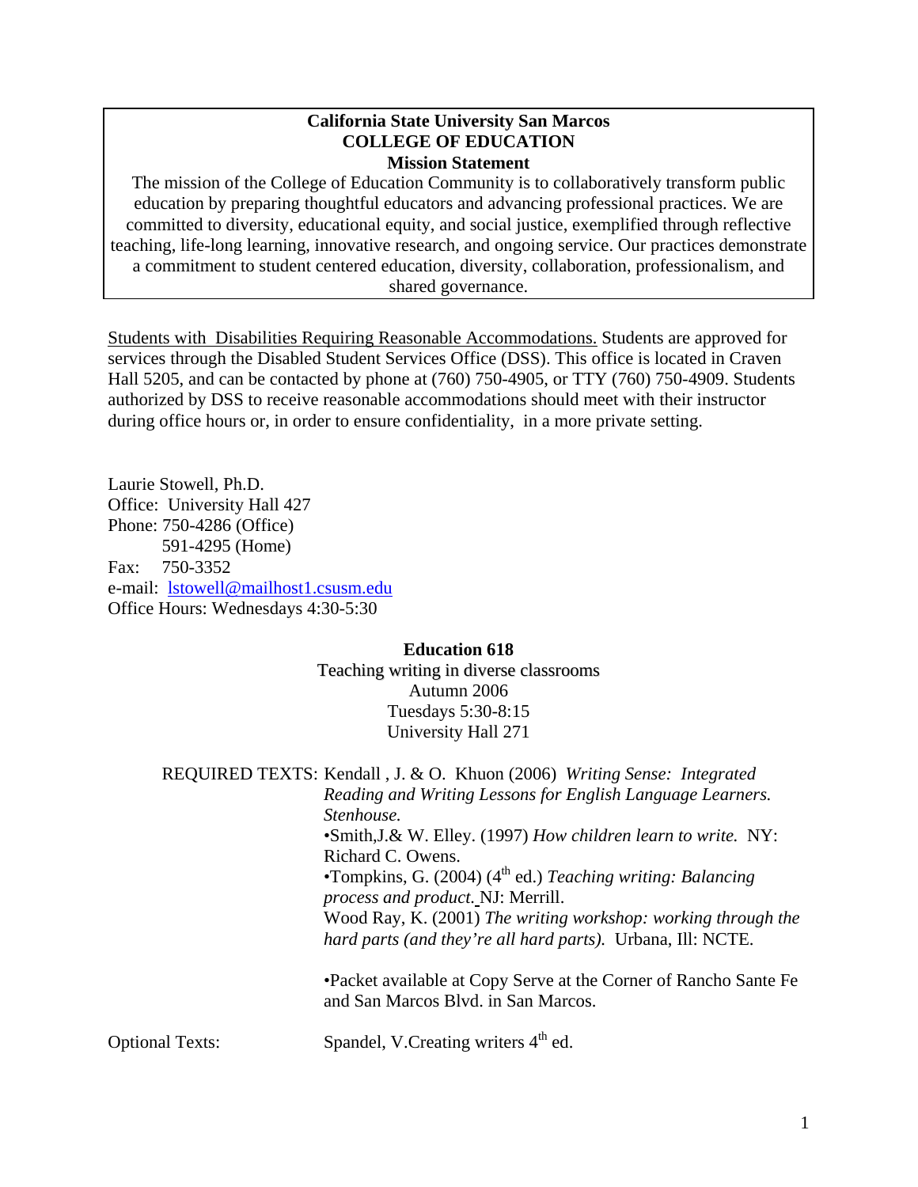**California State University San Marcos**
**COLLEGE OF EDUCATION**
**Mission Statement**

The mission of the College of Education Community is to collaboratively transform public education by preparing thoughtful educators and advancing professional practices. We are committed to diversity, educational equity, and social justice, exemplified through reflective teaching, life-long learning, innovative research, and ongoing service. Our practices demonstrate a commitment to student centered education, diversity, collaboration, professionalism, and shared governance.

Students with Disabilities Requiring Reasonable Accommodations. Students are approved for services through the Disabled Student Services Office (DSS). This office is located in Craven Hall 5205, and can be contacted by phone at (760) 750-4905, or TTY (760) 750-4909. Students authorized by DSS to receive reasonable accommodations should meet with their instructor during office hours or, in order to ensure confidentiality, in a more private setting.

Laurie Stowell, Ph.D.
Office: University Hall 427
Phone: 750-4286 (Office)
591-4295 (Home)
Fax: 750-3352
e-mail: lstowell@mailhost1.csusm.edu
Office Hours: Wednesdays 4:30-5:30

**Education 618**
Teaching writing in diverse classrooms
Autumn 2006
Tuesdays 5:30-8:15
University Hall 271

REQUIRED TEXTS: Kendall , J. & O. Khuon (2006) *Writing Sense: Integrated Reading and Writing Lessons for English Language Learners. Stenhouse.*
•Smith,J.& W. Elley. (1997) *How children learn to write.* NY: Richard C. Owens.
•Tompkins, G. (2004) (4th ed.) *Teaching writing: Balancing process and product.* NJ: Merrill.
Wood Ray, K. (2001) *The writing workshop: working through the hard parts (and they're all hard parts).* Urbana, Ill: NCTE.

•Packet available at Copy Serve at the Corner of Rancho Sante Fe and San Marcos Blvd. in San Marcos.

Optional Texts: Spandel, V.Creating writers 4th ed.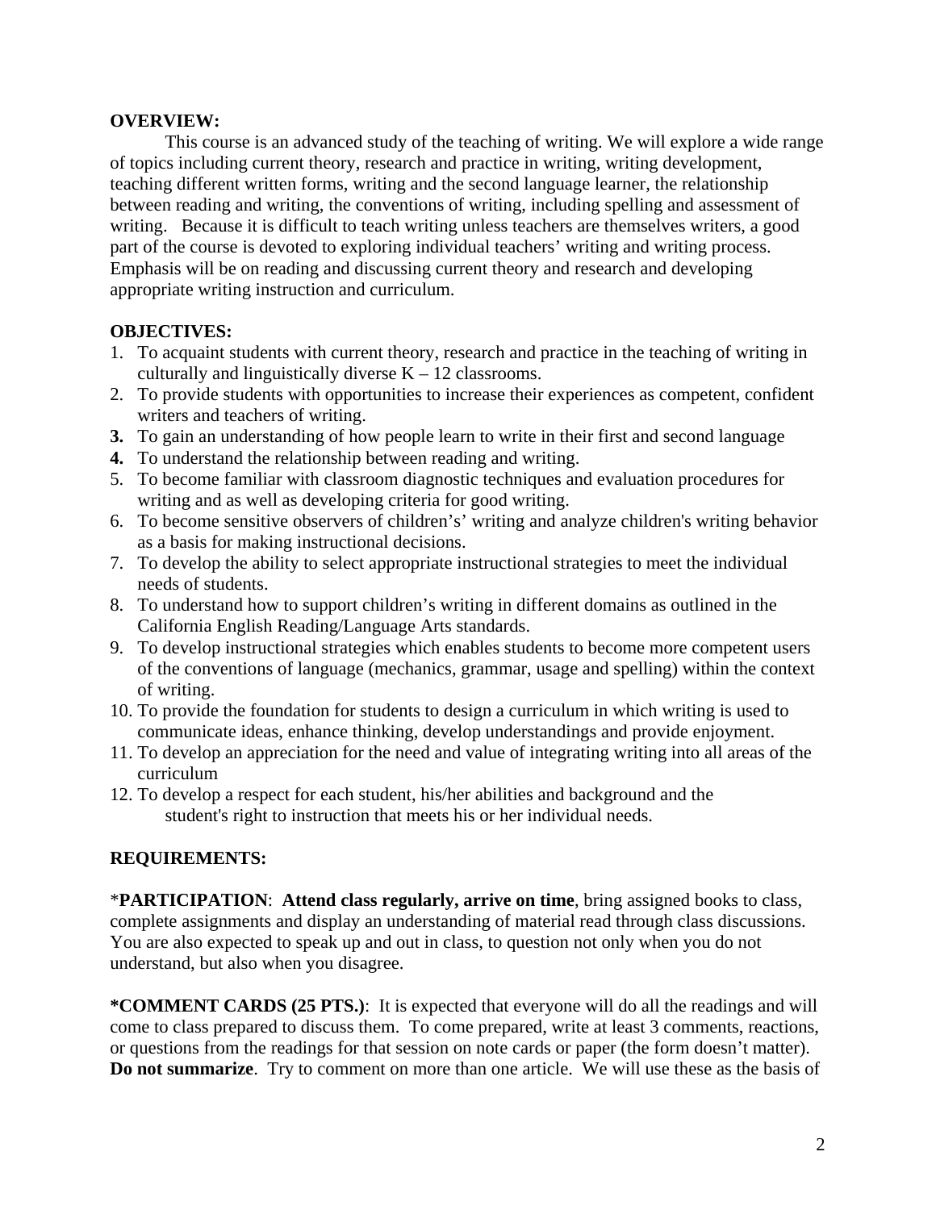**OVERVIEW:**

This course is an advanced study of the teaching of writing. We will explore a wide range of topics including current theory, research and practice in writing, writing development, teaching different written forms, writing and the second language learner, the relationship between reading and writing, the conventions of writing, including spelling and assessment of writing. Because it is difficult to teach writing unless teachers are themselves writers, a good part of the course is devoted to exploring individual teachers' writing and writing process. Emphasis will be on reading and discussing current theory and research and developing appropriate writing instruction and curriculum.

**OBJECTIVES:**

1. To acquaint students with current theory, research and practice in the teaching of writing in culturally and linguistically diverse K – 12 classrooms.
2. To provide students with opportunities to increase their experiences as competent, confident writers and teachers of writing.
3. To gain an understanding of how people learn to write in their first and second language
4. To understand the relationship between reading and writing.
5. To become familiar with classroom diagnostic techniques and evaluation procedures for writing and as well as developing criteria for good writing.
6. To become sensitive observers of children's' writing and analyze children's writing behavior as a basis for making instructional decisions.
7. To develop the ability to select appropriate instructional strategies to meet the individual needs of students.
8. To understand how to support children's writing in different domains as outlined in the California English Reading/Language Arts standards.
9. To develop instructional strategies which enables students to become more competent users of the conventions of language (mechanics, grammar, usage and spelling) within the context of writing.
10. To provide the foundation for students to design a curriculum in which writing is used to communicate ideas, enhance thinking, develop understandings and provide enjoyment.
11. To develop an appreciation for the need and value of integrating writing into all areas of the curriculum
12. To develop a respect for each student, his/her abilities and background and the student's right to instruction that meets his or her individual needs.

**REQUIREMENTS:**

***PARTICIPATION**: **Attend class regularly, arrive on time**, bring assigned books to class, complete assignments and display an understanding of material read through class discussions. You are also expected to speak up and out in class, to question not only when you do not understand, but also when you disagree.

***COMMENT CARDS (25 PTS.)**: It is expected that everyone will do all the readings and will come to class prepared to discuss them. To come prepared, write at least 3 comments, reactions, or questions from the readings for that session on note cards or paper (the form doesn't matter). **Do not summarize**. Try to comment on more than one article. We will use these as the basis of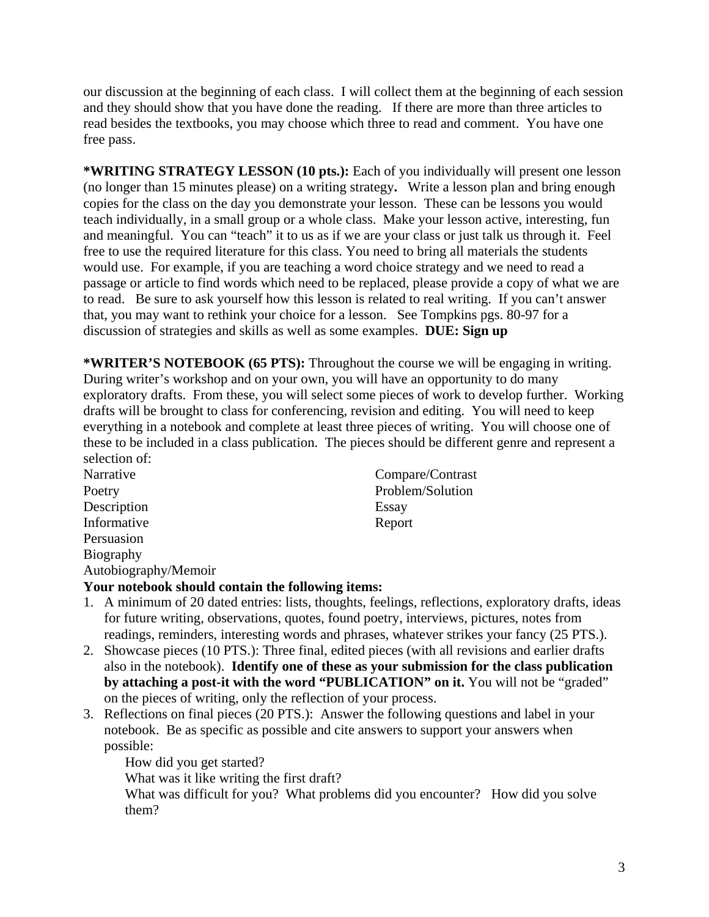our discussion at the beginning of each class. I will collect them at the beginning of each session and they should show that you have done the reading. If there are more than three articles to read besides the textbooks, you may choose which three to read and comment. You have one free pass.

**\*WRITING STRATEGY LESSON (10 pts.):** Each of you individually will present one lesson (no longer than 15 minutes please) on a writing strategy**.** Write a lesson plan and bring enough copies for the class on the day you demonstrate your lesson. These can be lessons you would teach individually, in a small group or a whole class. Make your lesson active, interesting, fun and meaningful. You can "teach" it to us as if we are your class or just talk us through it. Feel free to use the required literature for this class. You need to bring all materials the students would use. For example, if you are teaching a word choice strategy and we need to read a passage or article to find words which need to be replaced, please provide a copy of what we are to read. Be sure to ask yourself how this lesson is related to real writing. If you can't answer that, you may want to rethink your choice for a lesson. See Tompkins pgs. 80-97 for a discussion of strategies and skills as well as some examples. **DUE: Sign up**

**\*WRITER'S NOTEBOOK (65 PTS):** Throughout the course we will be engaging in writing. During writer's workshop and on your own, you will have an opportunity to do many exploratory drafts. From these, you will select some pieces of work to develop further. Working drafts will be brought to class for conferencing, revision and editing. You will need to keep everything in a notebook and complete at least three pieces of writing. You will choose one of these to be included in a class publication. The pieces should be different genre and represent a selection of:

Narrative
Poetry
Description
Informative
Persuasion
Biography
Autobiography/Memoir
Compare/Contrast
Problem/Solution
Essay
Report

**Your notebook should contain the following items:**

1. A minimum of 20 dated entries: lists, thoughts, feelings, reflections, exploratory drafts, ideas for future writing, observations, quotes, found poetry, interviews, pictures, notes from readings, reminders, interesting words and phrases, whatever strikes your fancy (25 PTS.).
2. Showcase pieces (10 PTS.): Three final, edited pieces (with all revisions and earlier drafts also in the notebook). **Identify one of these as your submission for the class publication by attaching a post-it with the word "PUBLICATION" on it.** You will not be "graded" on the pieces of writing, only the reflection of your process.
3. Reflections on final pieces (20 PTS.): Answer the following questions and label in your notebook. Be as specific as possible and cite answers to support your answers when possible:

   How did you get started?

   What was it like writing the first draft?

   What was difficult for you? What problems did you encounter? How did you solve them?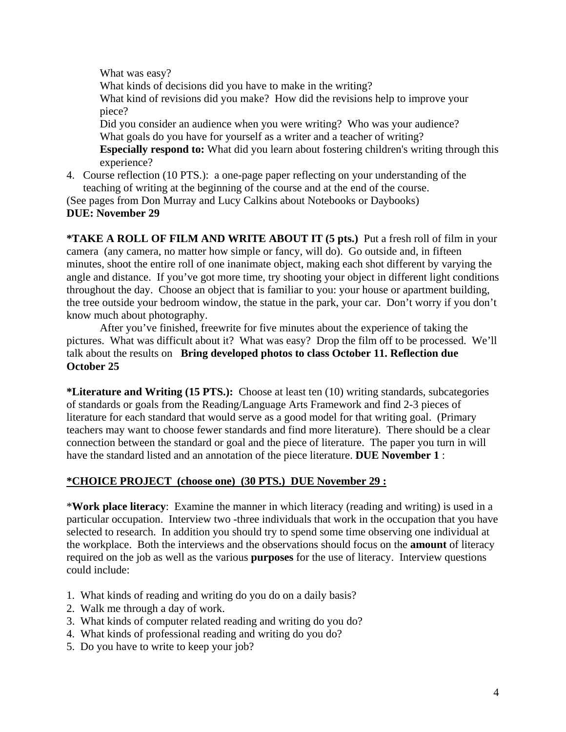What was easy?
What kinds of decisions did you have to make in the writing?
What kind of revisions did you make? How did the revisions help to improve your piece?
Did you consider an audience when you were writing? Who was your audience?
What goals do you have for yourself as a writer and a teacher of writing?
**Especially respond to:** What did you learn about fostering children's writing through this experience?

4. Course reflection (10 PTS.): a one-page paper reflecting on your understanding of the teaching of writing at the beginning of the course and at the end of the course.

(See pages from Don Murray and Lucy Calkins about Notebooks or Daybooks)
**DUE: November 29**

***TAKE A ROLL OF FILM AND WRITE ABOUT IT (5 pts.)** Put a fresh roll of film in your camera (any camera, no matter how simple or fancy, will do). Go outside and, in fifteen minutes, shoot the entire roll of one inanimate object, making each shot different by varying the angle and distance. If you've got more time, try shooting your object in different light conditions throughout the day. Choose an object that is familiar to you: your house or apartment building, the tree outside your bedroom window, the statue in the park, your car. Don't worry if you don't know much about photography.

After you've finished, freewrite for five minutes about the experience of taking the pictures. What was difficult about it? What was easy? Drop the film off to be processed. We'll talk about the results on **Bring developed photos to class October 11. Reflection due October 25**

***Literature and Writing (15 PTS.):** Choose at least ten (10) writing standards, subcategories of standards or goals from the Reading/Language Arts Framework and find 2-3 pieces of literature for each standard that would serve as a good model for that writing goal. (Primary teachers may want to choose fewer standards and find more literature). There should be a clear connection between the standard or goal and the piece of literature. The paper you turn in will have the standard listed and an annotation of the piece literature. **DUE November 1** :

**<u>*CHOICE PROJECT (choose one) (30 PTS.) DUE November 29 :</u>**

***Work place literacy**: Examine the manner in which literacy (reading and writing) is used in a particular occupation. Interview two -three individuals that work in the occupation that you have selected to research. In addition you should try to spend some time observing one individual at the workplace. Both the interviews and the observations should focus on the **amount** of literacy required on the job as well as the various **purposes** for the use of literacy. Interview questions could include:

1. What kinds of reading and writing do you do on a daily basis?
2. Walk me through a day of work.
3. What kinds of computer related reading and writing do you do?
4. What kinds of professional reading and writing do you do?
5. Do you have to write to keep your job?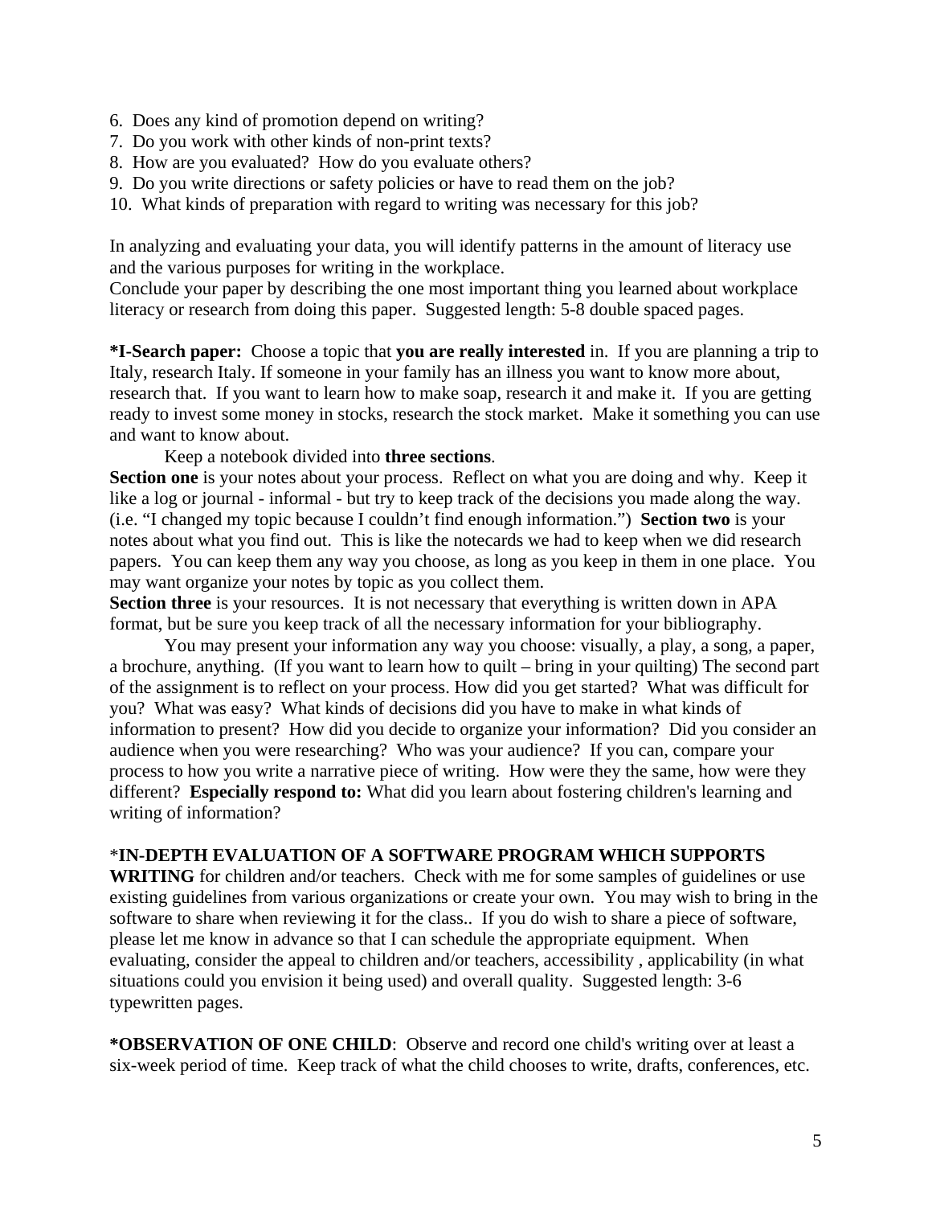6. Does any kind of promotion depend on writing?
7. Do you work with other kinds of non-print texts?
8. How are you evaluated? How do you evaluate others?
9. Do you write directions or safety policies or have to read them on the job?
10. What kinds of preparation with regard to writing was necessary for this job?

In analyzing and evaluating your data, you will identify patterns in the amount of literacy use and the various purposes for writing in the workplace.
Conclude your paper by describing the one most important thing you learned about workplace literacy or research from doing this paper. Suggested length: 5-8 double spaced pages.

**\*I-Search paper:** Choose a topic that **you are really interested** in. If you are planning a trip to Italy, research Italy. If someone in your family has an illness you want to know more about, research that. If you want to learn how to make soap, research it and make it. If you are getting ready to invest some money in stocks, research the stock market. Make it something you can use and want to know about.

Keep a notebook divided into **three sections**.
**Section one** is your notes about your process. Reflect on what you are doing and why. Keep it like a log or journal - informal - but try to keep track of the decisions you made along the way. (i.e. "I changed my topic because I couldn't find enough information.") **Section two** is your notes about what you find out. This is like the notecards we had to keep when we did research papers. You can keep them any way you choose, as long as you keep in them in one place. You may want organize your notes by topic as you collect them.
**Section three** is your resources. It is not necessary that everything is written down in APA format, but be sure you keep track of all the necessary information for your bibliography.

You may present your information any way you choose: visually, a play, a song, a paper, a brochure, anything. (If you want to learn how to quilt – bring in your quilting) The second part of the assignment is to reflect on your process. How did you get started? What was difficult for you? What was easy? What kinds of decisions did you have to make in what kinds of information to present? How did you decide to organize your information? Did you consider an audience when you were researching? Who was your audience? If you can, compare your process to how you write a narrative piece of writing. How were they the same, how were they different? **Especially respond to:** What did you learn about fostering children's learning and writing of information?

\***IN-DEPTH EVALUATION OF A SOFTWARE PROGRAM WHICH SUPPORTS WRITING** for children and/or teachers. Check with me for some samples of guidelines or use existing guidelines from various organizations or create your own. You may wish to bring in the software to share when reviewing it for the class.. If you do wish to share a piece of software, please let me know in advance so that I can schedule the appropriate equipment. When evaluating, consider the appeal to children and/or teachers, accessibility , applicability (in what situations could you envision it being used) and overall quality. Suggested length: 3-6 typewritten pages.

**\*OBSERVATION OF ONE CHILD**: Observe and record one child's writing over at least a six-week period of time. Keep track of what the child chooses to write, drafts, conferences, etc.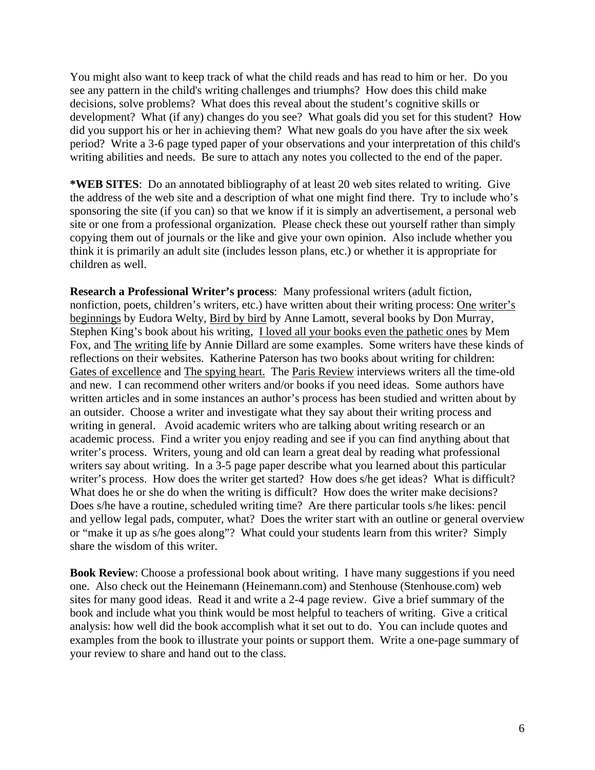You might also want to keep track of what the child reads and has read to him or her. Do you see any pattern in the child's writing challenges and triumphs? How does this child make decisions, solve problems? What does this reveal about the student's cognitive skills or development? What (if any) changes do you see? What goals did you set for this student? How did you support his or her in achieving them? What new goals do you have after the six week period? Write a 3-6 page typed paper of your observations and your interpretation of this child's writing abilities and needs. Be sure to attach any notes you collected to the end of the paper.

**\*WEB SITES**: Do an annotated bibliography of at least 20 web sites related to writing. Give the address of the web site and a description of what one might find there. Try to include who's sponsoring the site (if you can) so that we know if it is simply an advertisement, a personal web site or one from a professional organization. Please check these out yourself rather than simply copying them out of journals or the like and give your own opinion. Also include whether you think it is primarily an adult site (includes lesson plans, etc.) or whether it is appropriate for children as well.

**Research a Professional Writer's process**: Many professional writers (adult fiction, nonfiction, poets, children's writers, etc.) have written about their writing process: <u>One writer's beginnings</u> by Eudora Welty, <u>Bird by bird</u> by Anne Lamott, several books by Don Murray, Stephen King's book about his writing, <u>I loved all your books even the pathetic ones</u> by Mem Fox, and <u>The writing life</u> by Annie Dillard are some examples. Some writers have these kinds of reflections on their websites. Katherine Paterson has two books about writing for children: <u>Gates of excellence</u> and <u>The spying heart.</u> The <u>Paris Review</u> interviews writers all the time-old and new. I can recommend other writers and/or books if you need ideas. Some authors have written articles and in some instances an author's process has been studied and written about by an outsider. Choose a writer and investigate what they say about their writing process and writing in general. Avoid academic writers who are talking about writing research or an academic process. Find a writer you enjoy reading and see if you can find anything about that writer's process. Writers, young and old can learn a great deal by reading what professional writers say about writing. In a 3-5 page paper describe what you learned about this particular writer's process. How does the writer get started? How does s/he get ideas? What is difficult? What does he or she do when the writing is difficult? How does the writer make decisions? Does s/he have a routine, scheduled writing time? Are there particular tools s/he likes: pencil and yellow legal pads, computer, what? Does the writer start with an outline or general overview or "make it up as s/he goes along"? What could your students learn from this writer? Simply share the wisdom of this writer.

**Book Review**: Choose a professional book about writing. I have many suggestions if you need one. Also check out the Heinemann (Heinemann.com) and Stenhouse (Stenhouse.com) web sites for many good ideas. Read it and write a 2-4 page review. Give a brief summary of the book and include what you think would be most helpful to teachers of writing. Give a critical analysis: how well did the book accomplish what it set out to do. You can include quotes and examples from the book to illustrate your points or support them. Write a one-page summary of your review to share and hand out to the class.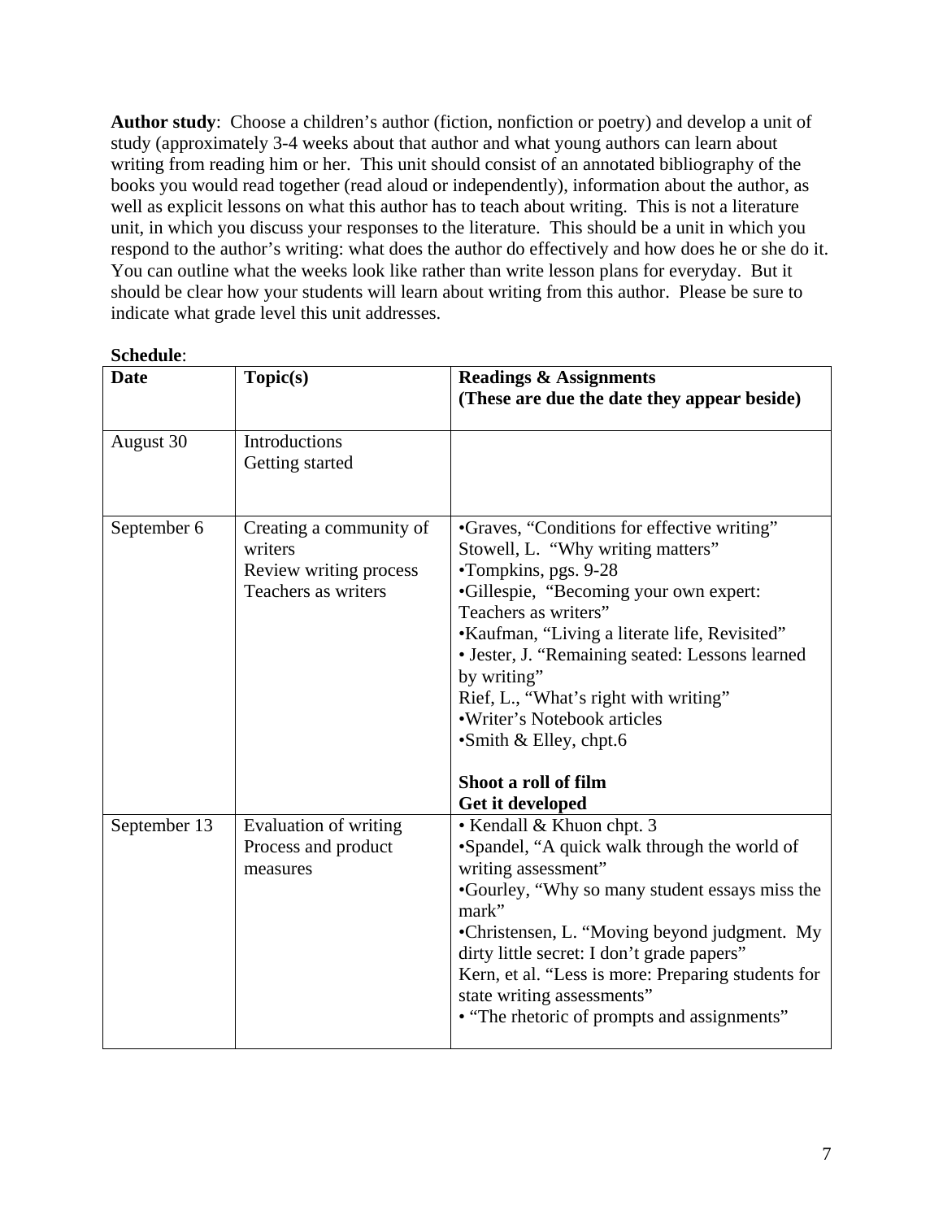**Author study**: Choose a children's author (fiction, nonfiction or poetry) and develop a unit of study (approximately 3-4 weeks about that author and what young authors can learn about writing from reading him or her. This unit should consist of an annotated bibliography of the books you would read together (read aloud or independently), information about the author, as well as explicit lessons on what this author has to teach about writing. This is not a literature unit, in which you discuss your responses to the literature. This should be a unit in which you respond to the author's writing: what does the author do effectively and how does he or she do it. You can outline what the weeks look like rather than write lesson plans for everyday. But it should be clear how your students will learn about writing from this author. Please be sure to indicate what grade level this unit addresses.

**Schedule**:

| **Date** | **Topic(s)** | **Readings & Assignments (These are due the date they appear beside)** |
|---|---|---|
| August 30 | Introductions<br>Getting started | |
| September 6 | Creating a community of writers<br>Review writing process<br>Teachers as writers | •Graves, "Conditions for effective writing"<br>Stowell, L. "Why writing matters"<br>•Tompkins, pgs. 9-28<br>•Gillespie, "Becoming your own expert: Teachers as writers"<br>•Kaufman, "Living a literate life, Revisited"<br>• Jester, J. "Remaining seated: Lessons learned by writing"<br>Rief, L., "What's right with writing"<br>•Writer's Notebook articles<br>•Smith & Elley, chpt.6<br><br>**Shoot a roll of film**<br>**Get it developed** |
| September 13 | Evaluation of writing<br>Process and product measures | • Kendall & Khuon chpt. 3<br>•Spandel, "A quick walk through the world of writing assessment"<br>•Gourley, "Why so many student essays miss the mark"<br>•Christensen, L. "Moving beyond judgment. My dirty little secret: I don't grade papers"<br>Kern, et al. "Less is more: Preparing students for state writing assessments"<br>• "The rhetoric of prompts and assignments" |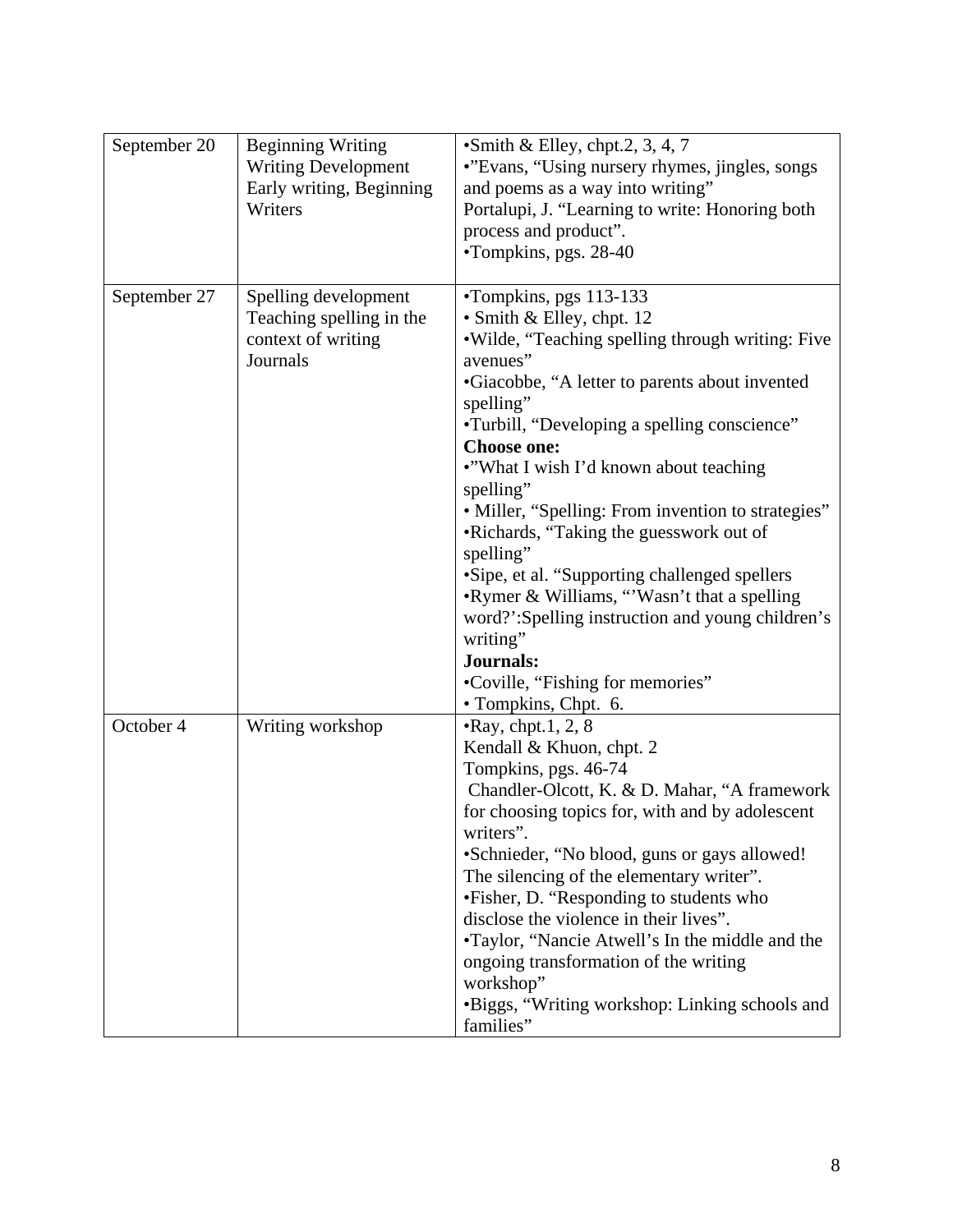| | | |
|---|---|---|
| September 20 | Beginning Writing<br>Writing Development<br>Early writing, Beginning Writers | •Smith & Elley, chpt.2, 3, 4, 7<br>•"Evans, "Using nursery rhymes, jingles, songs and poems as a way into writing"<br>Portalupi, J. "Learning to write: Honoring both process and product".<br>•Tompkins, pgs. 28-40 |
| September 27 | Spelling development<br>Teaching spelling in the context of writing<br>Journals | •Tompkins, pgs 113-133<br>• Smith & Elley, chpt. 12<br>•Wilde, "Teaching spelling through writing: Five avenues"<br>•Giacobbe, "A letter to parents about invented spelling"<br>•Turbill, "Developing a spelling conscience"<br>**Choose one:**<br>•"What I wish I'd known about teaching spelling"<br>• Miller, "Spelling: From invention to strategies"<br>•Richards, "Taking the guesswork out of spelling"<br>•Sipe, et al. "Supporting challenged spellers<br>•Rymer & Williams, "'Wasn't that a spelling word?':Spelling instruction and young children's writing"<br>**Journals:**<br>•Coville, "Fishing for memories"<br>• Tompkins, Chpt. 6. |
| October 4 | Writing workshop | •Ray, chpt.1, 2, 8<br>Kendall & Khuon, chpt. 2<br>Tompkins, pgs. 46-74<br>Chandler-Olcott, K. & D. Mahar, "A framework for choosing topics for, with and by adolescent writers".<br>•Schnieder, "No blood, guns or gays allowed! The silencing of the elementary writer".<br>•Fisher, D. "Responding to students who disclose the violence in their lives".<br>•Taylor, "Nancie Atwell's In the middle and the ongoing transformation of the writing workshop"<br>•Biggs, "Writing workshop: Linking schools and families" |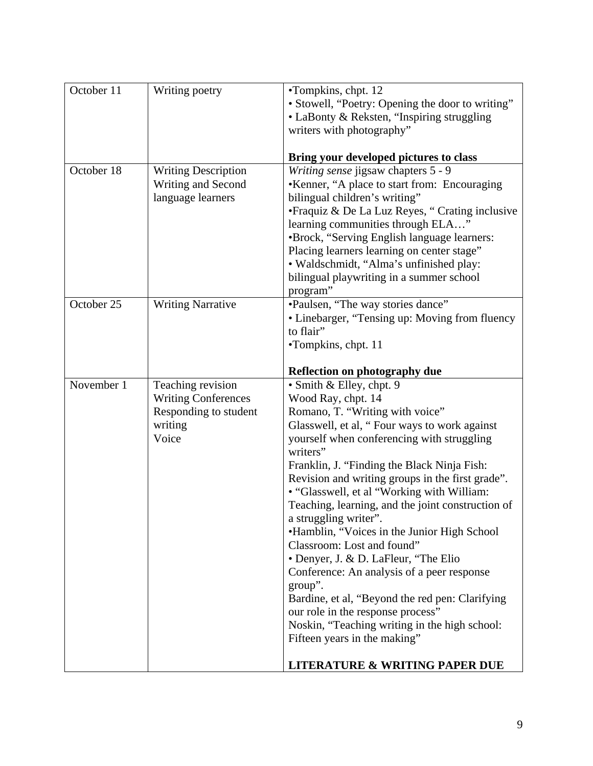| | | |
|---|---|---|
| October 11 | Writing poetry | •Tompkins, chpt. 12<br>• Stowell, "Poetry: Opening the door to writing"<br>• LaBonty & Reksten, "Inspiring struggling writers with photography"<br><br>**Bring your developed pictures to class** |
| October 18 | Writing Description<br>Writing and Second language learners | *Writing sense* jigsaw chapters 5 - 9<br>•Kenner, "A place to start from: Encouraging bilingual children's writing"<br>•Fraquiz & De La Luz Reyes, " Crating inclusive learning communities through ELA…"<br>•Brock, "Serving English language learners: Placing learners learning on center stage"<br>• Waldschmidt, "Alma's unfinished play: bilingual playwriting in a summer school program" |
| October 25 | Writing Narrative | •Paulsen, "The way stories dance"<br>• Linebarger, "Tensing up: Moving from fluency to flair"<br>•Tompkins, chpt. 11<br><br>**Reflection on photography due** |
| November 1 | Teaching revision<br>Writing Conferences<br>Responding to student writing<br>Voice | • Smith & Elley, chpt. 9<br>Wood Ray, chpt. 14<br>Romano, T. "Writing with voice"<br>Glasswell, et al, " Four ways to work against yourself when conferencing with struggling writers"<br>Franklin, J. "Finding the Black Ninja Fish: Revision and writing groups in the first grade".<br>• "Glasswell, et al "Working with William: Teaching, learning, and the joint construction of a struggling writer".<br>•Hamblin, "Voices in the Junior High School Classroom: Lost and found"<br>• Denyer, J. & D. LaFleur, "The Elio Conference: An analysis of a peer response group".<br>Bardine, et al, "Beyond the red pen: Clarifying our role in the response process"<br>Noskin, "Teaching writing in the high school: Fifteen years in the making"<br><br>**LITERATURE & WRITING PAPER DUE** |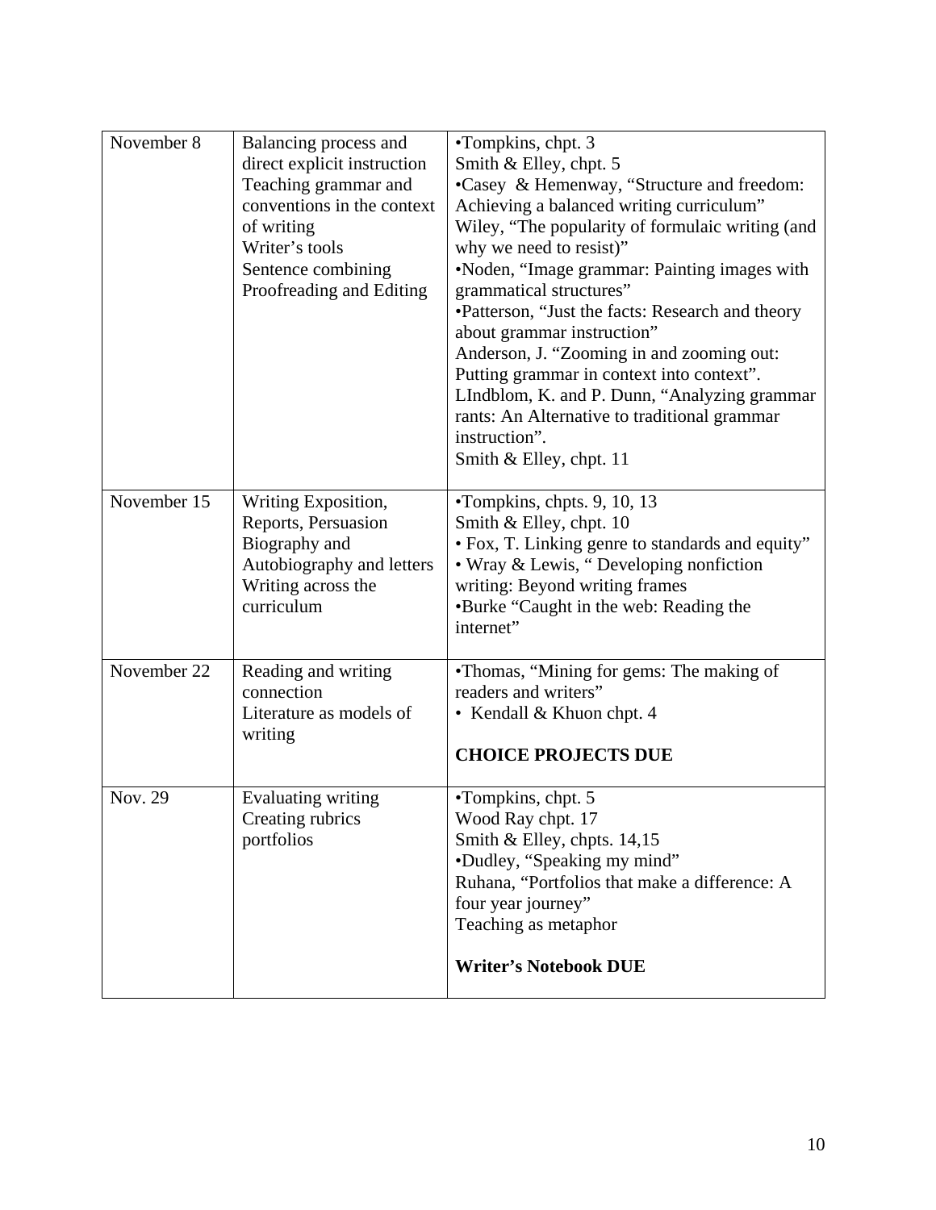| | | |
|---|---|---|
| November 8 | Balancing process and direct explicit instruction<br>Teaching grammar and conventions in the context of writing<br>Writer's tools<br>Sentence combining<br>Proofreading and Editing | •Tompkins, chpt. 3<br>Smith & Elley, chpt. 5<br>•Casey & Hemenway, "Structure and freedom: Achieving a balanced writing curriculum"<br>Wiley, "The popularity of formulaic writing (and why we need to resist)"<br>•Noden, "Image grammar: Painting images with grammatical structures"<br>•Patterson, "Just the facts: Research and theory about grammar instruction"<br>Anderson, J. "Zooming in and zooming out: Putting grammar in context into context".<br>LIndblom, K. and P. Dunn, "Analyzing grammar rants: An Alternative to traditional grammar instruction".<br>Smith & Elley, chpt. 11 |
| November 15 | Writing Exposition, Reports, Persuasion<br>Biography and Autobiography and letters<br>Writing across the curriculum | •Tompkins, chpts. 9, 10, 13<br>Smith & Elley, chpt. 10<br>• Fox, T. Linking genre to standards and equity"<br>• Wray & Lewis, " Developing nonfiction writing: Beyond writing frames<br>•Burke "Caught in the web: Reading the internet" |
| November 22 | Reading and writing connection<br>Literature as models of writing | •Thomas, "Mining for gems: The making of readers and writers"<br>• Kendall & Khuon chpt. 4<br><br>**CHOICE PROJECTS DUE** |
| Nov. 29 | Evaluating writing<br>Creating rubrics<br>portfolios | •Tompkins, chpt. 5<br>Wood Ray chpt. 17<br>Smith & Elley, chpts. 14,15<br>•Dudley, "Speaking my mind"<br>Ruhana, "Portfolios that make a difference: A four year journey"<br>Teaching as metaphor<br><br>**Writer's Notebook DUE** |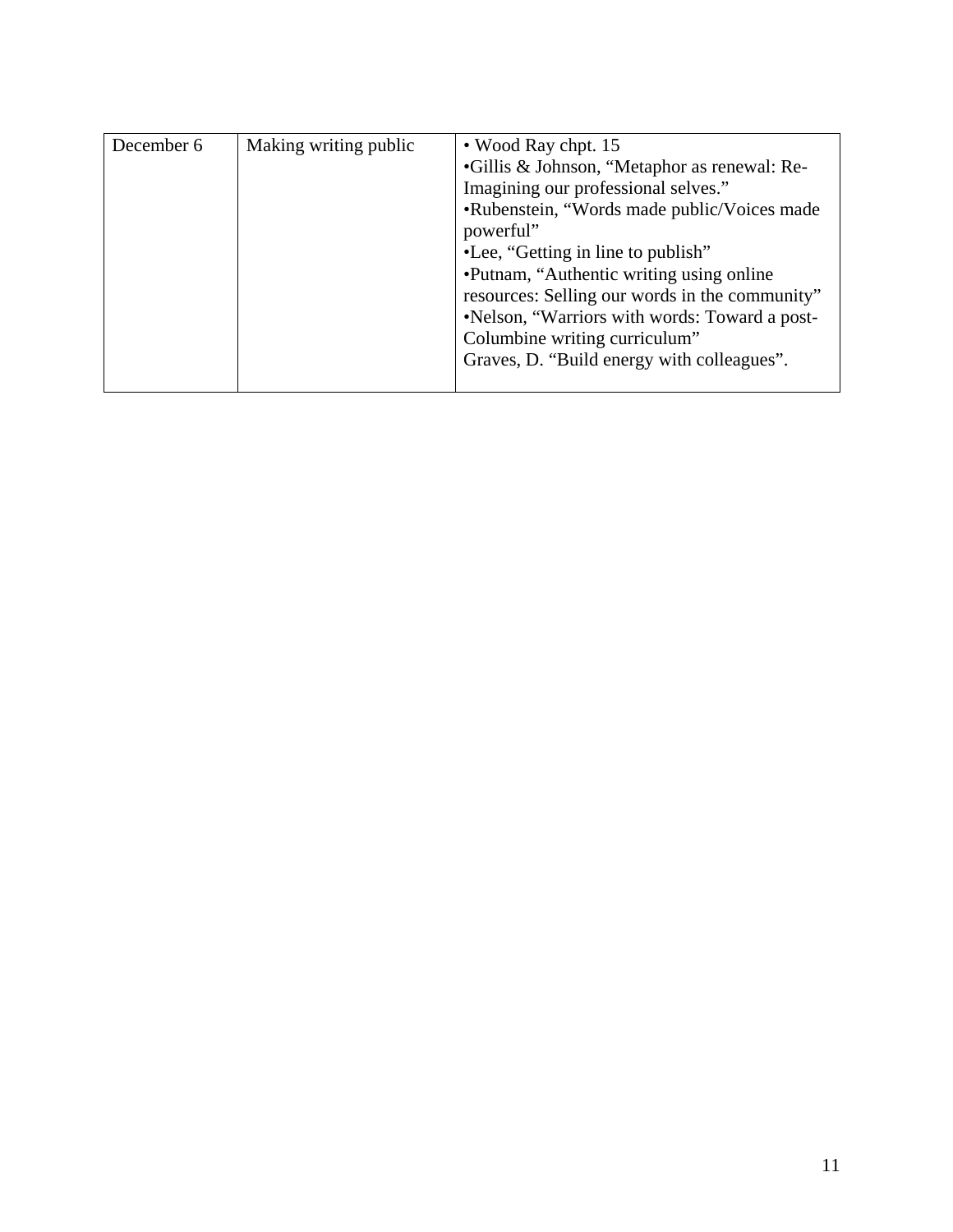| | | |
|---|---|---|
| December 6 | Making writing public | • Wood Ray chpt. 15<br>•Gillis & Johnson, "Metaphor as renewal: Re-Imagining our professional selves."<br>•Rubenstein, "Words made public/Voices made powerful"<br>•Lee, "Getting in line to publish"<br>•Putnam, "Authentic writing using online resources: Selling our words in the community"<br>•Nelson, "Warriors with words: Toward a post-Columbine writing curriculum"<br>Graves, D. "Build energy with colleagues". |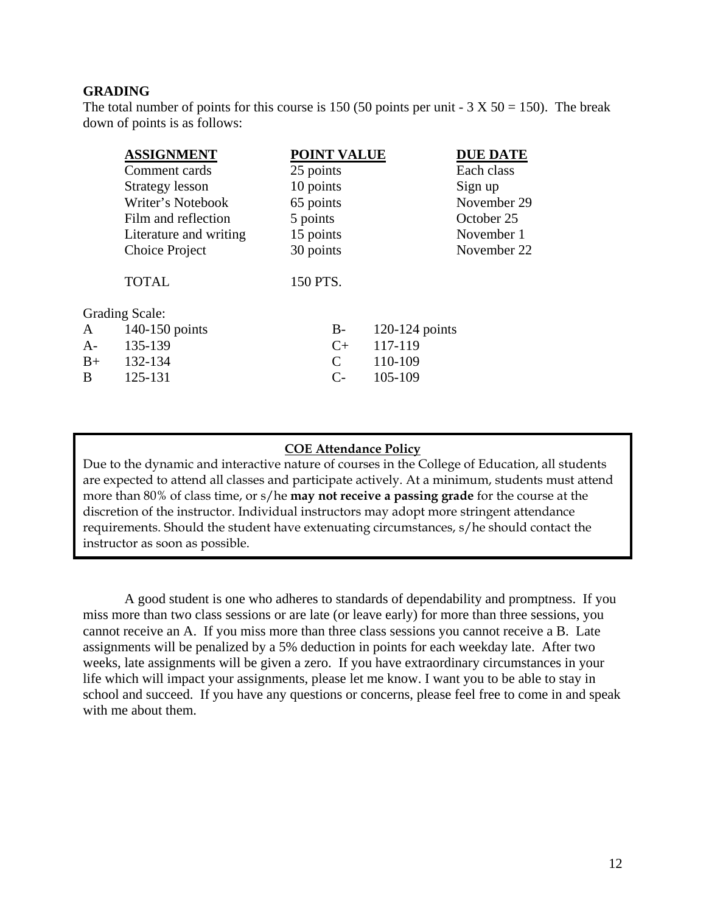**GRADING**

The total number of points for this course is 150 (50 points per unit - 3 X 50 = 150). The break down of points is as follows:

| ASSIGNMENT | POINT VALUE | DUE DATE |
|---|---|---|
| Comment cards | 25 points | Each class |
| Strategy lesson | 10 points | Sign up |
| Writer's Notebook | 65 points | November 29 |
| Film and reflection | 5 points | October 25 |
| Literature and writing | 15 points | November 1 |
| Choice Project | 30 points | November 22 |
| TOTAL | 150 PTS. | |

Grading Scale:

| | | | |
|---|---|---|---|
| A | 140-150 points | B- | 120-124 points |
| A- | 135-139 | C+ | 117-119 |
| B+ | 132-134 | C | 110-109 |
| B | 125-131 | C- | 105-109 |

**COE Attendance Policy**

Due to the dynamic and interactive nature of courses in the College of Education, all students are expected to attend all classes and participate actively. At a minimum, students must attend more than 80% of class time, or s/he **may not receive a passing grade** for the course at the discretion of the instructor. Individual instructors may adopt more stringent attendance requirements. Should the student have extenuating circumstances, s/he should contact the instructor as soon as possible.

A good student is one who adheres to standards of dependability and promptness. If you miss more than two class sessions or are late (or leave early) for more than three sessions, you cannot receive an A. If you miss more than three class sessions you cannot receive a B. Late assignments will be penalized by a 5% deduction in points for each weekday late. After two weeks, late assignments will be given a zero. If you have extraordinary circumstances in your life which will impact your assignments, please let me know. I want you to be able to stay in school and succeed. If you have any questions or concerns, please feel free to come in and speak with me about them.